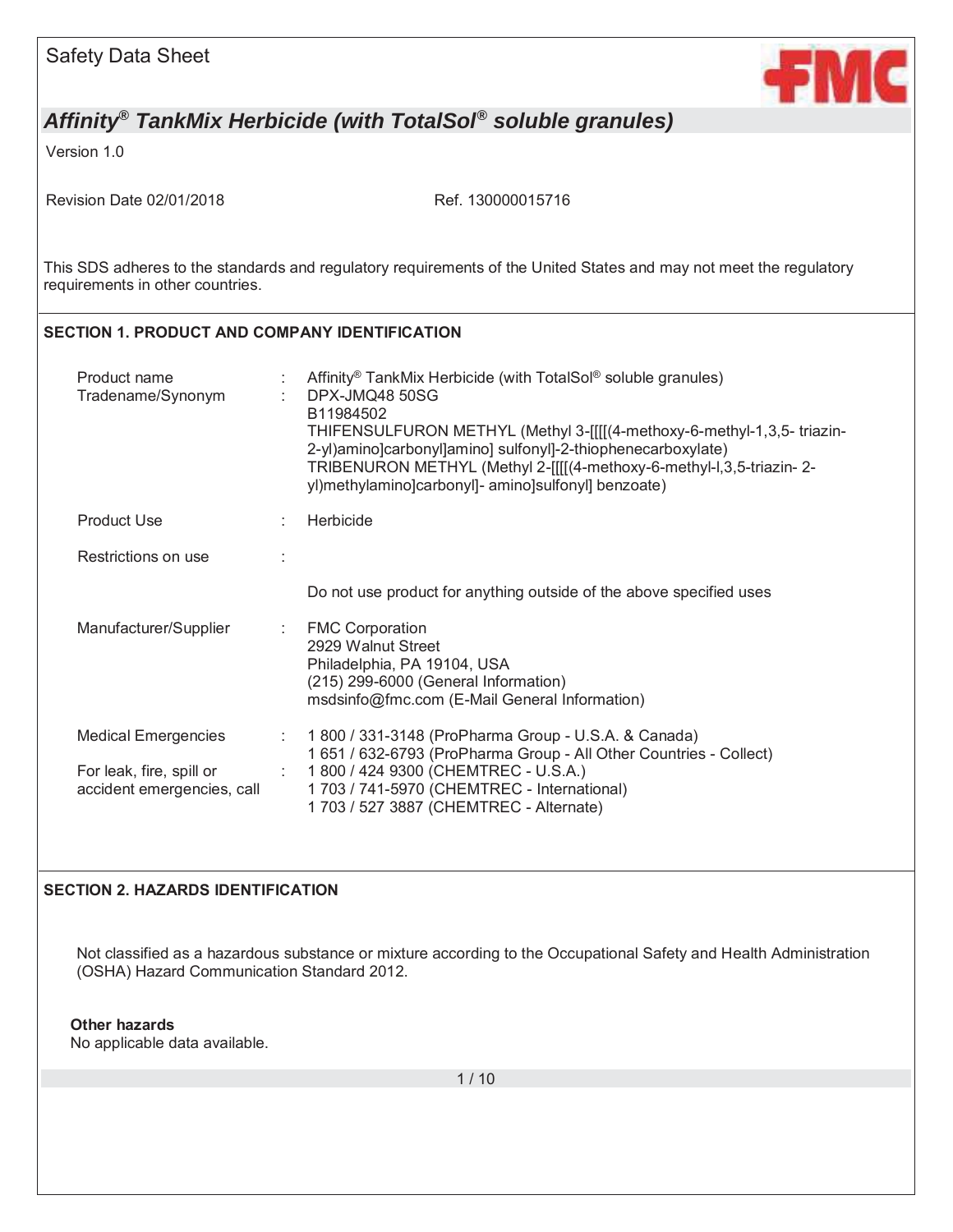Safety Data Sheet

# *Affinity® TankMix Herbicide (with TotalSol® soluble granules)*

Version 1.0

Revision Date 02/01/2018 Ref. 130000015716

This SDS adheres to the standards and regulatory requirements of the United States and may not meet the regulatory requirements in other countries.

## SECTION 1. PRODUCT AND COMPANY IDENTIFICATION

| | | |
|---|---|---|
| Product name | : | Affinity® TankMix Herbicide (with TotalSol® soluble granules) |
| Tradename/Synonym | : | DPX-JMQ48 50SG<br>B11984502<br>THIFENSULFURON METHYL (Methyl 3-[[[[(4-methoxy-6-methyl-1,3,5- triazin-2-yl)amino]carbonyl]amino] sulfonyl]-2-thiophenecarboxylate)<br>TRIBENURON METHYL (Methyl 2-[[[[(4-methoxy-6-methyl-l,3,5-triazin- 2-yl)methylamino]carbonyl]- amino]sulfonyl] benzoate) |
| Product Use | : | Herbicide |
| Restrictions on use | : | Do not use product for anything outside of the above specified uses |
| Manufacturer/Supplier | : | FMC Corporation<br>2929 Walnut Street<br>Philadelphia, PA 19104, USA<br>(215) 299-6000 (General Information)<br>msdsinfo@fmc.com (E-Mail General Information) |
| Medical Emergencies | : | 1 800 / 331-3148 (ProPharma Group - U.S.A. & Canada)<br>1 651 / 632-6793 (ProPharma Group - All Other Countries - Collect) |
| For leak, fire, spill or accident emergencies, call | : | 1 800 / 424 9300 (CHEMTREC - U.S.A.)<br>1 703 / 741-5970 (CHEMTREC - International)<br>1 703 / 527 3887 (CHEMTREC - Alternate) |

## SECTION 2. HAZARDS IDENTIFICATION

Not classified as a hazardous substance or mixture according to the Occupational Safety and Health Administration (OSHA) Hazard Communication Standard 2012.

**Other hazards**

No applicable data available.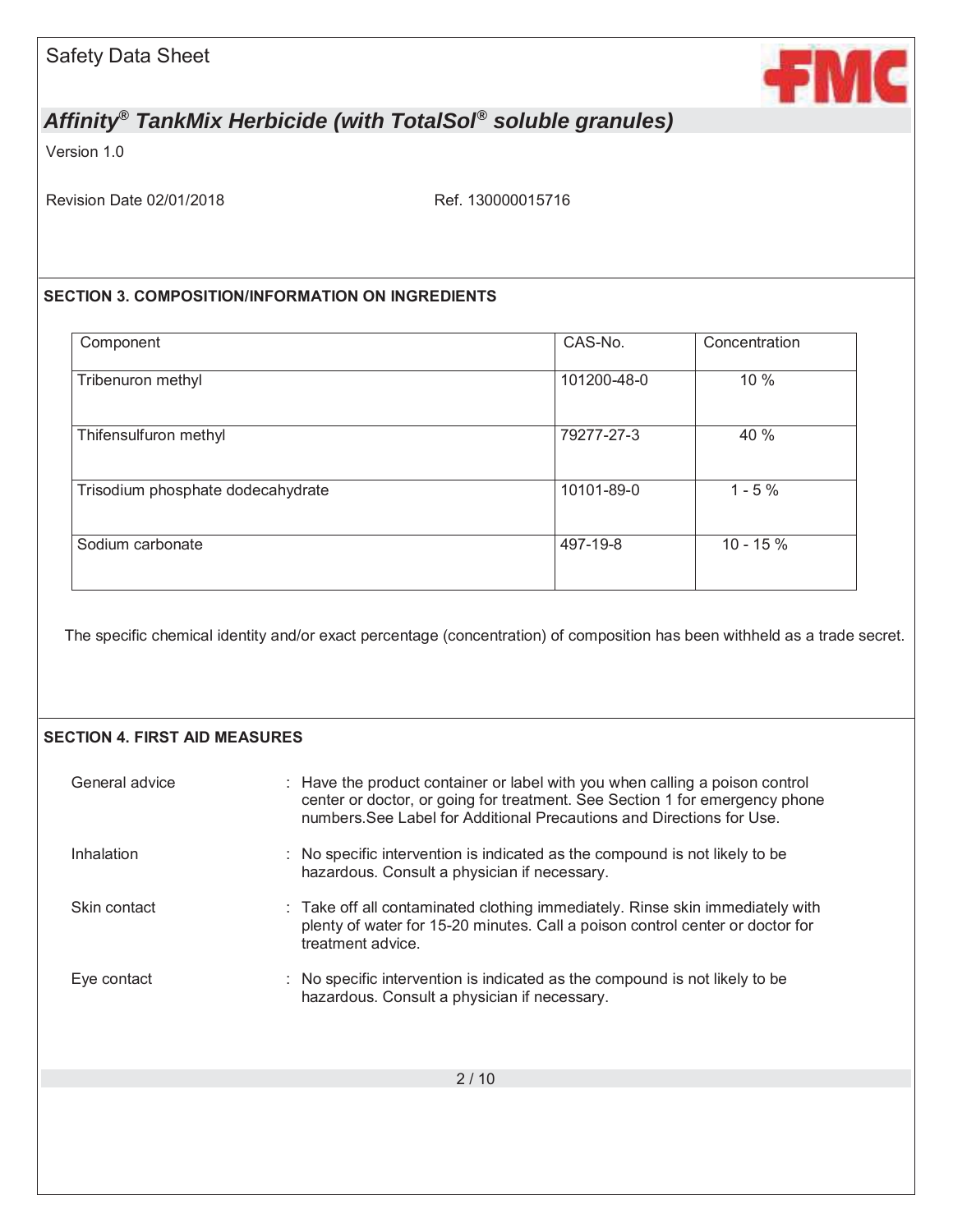## SECTION 3. COMPOSITION/INFORMATION ON INGREDIENTS

| Component | CAS-No. | Concentration |
|---|---|---|
| Tribenuron methyl | 101200-48-0 | 10 % |
| Thifensulfuron methyl | 79277-27-3 | 40 % |
| Trisodium phosphate dodecahydrate | 10101-89-0 | 1 - 5 % |
| Sodium carbonate | 497-19-8 | 10 - 15 % |

The specific chemical identity and/or exact percentage (concentration) of composition has been withheld as a trade secret.

## SECTION 4. FIRST AID MEASURES

General advice : Have the product container or label with you when calling a poison control center or doctor, or going for treatment. See Section 1 for emergency phone numbers.See Label for Additional Precautions and Directions for Use.

Inhalation : No specific intervention is indicated as the compound is not likely to be hazardous. Consult a physician if necessary.

Skin contact : Take off all contaminated clothing immediately. Rinse skin immediately with plenty of water for 15-20 minutes. Call a poison control center or doctor for treatment advice.

Eye contact : No specific intervention is indicated as the compound is not likely to be hazardous. Consult a physician if necessary.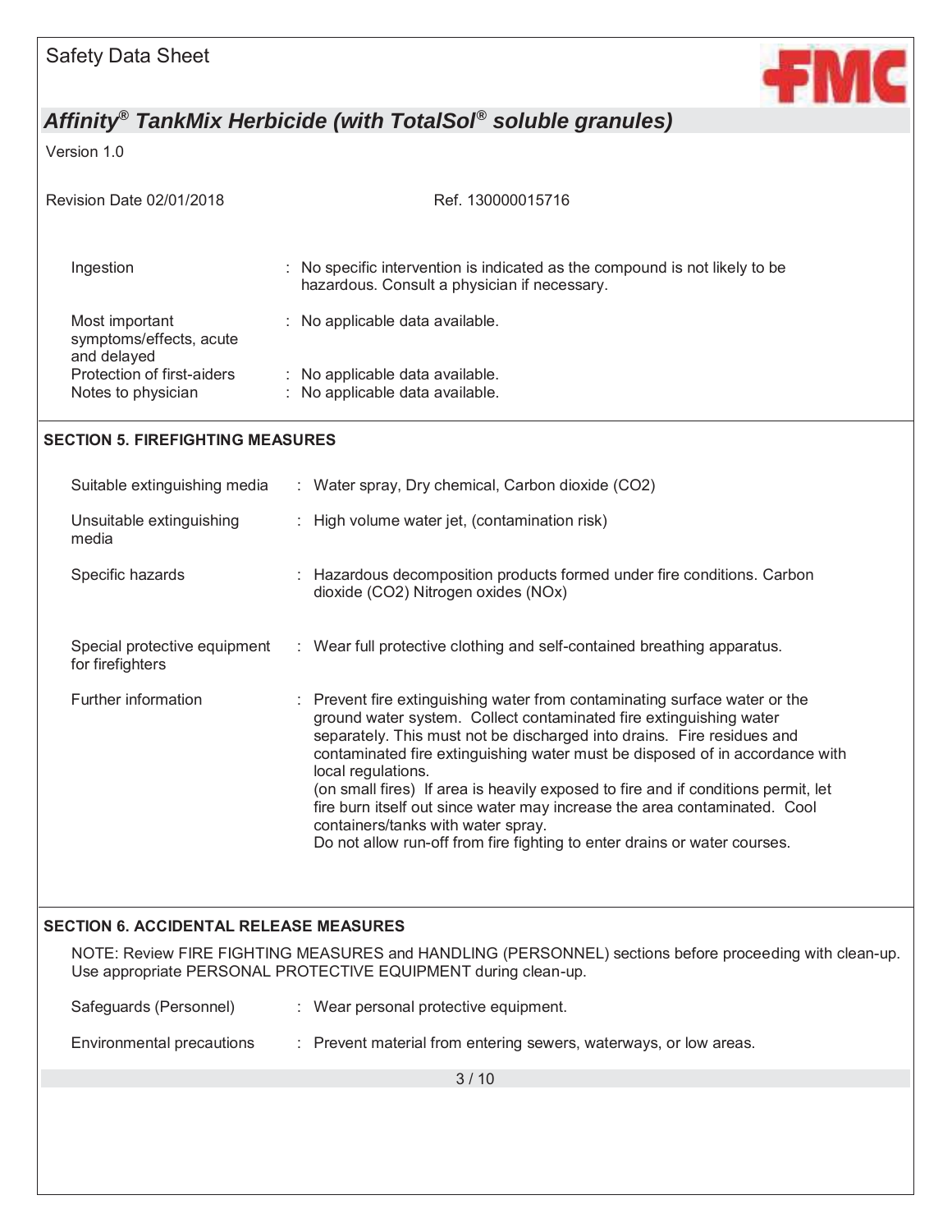| | |
|---|---|
| Ingestion | : No specific intervention is indicated as the compound is not likely to be hazardous. Consult a physician if necessary. |
| Most important symptoms/effects, acute and delayed | : No applicable data available. |
| Protection of first-aiders | : No applicable data available. |
| Notes to physician | : No applicable data available. |

## SECTION 5. FIREFIGHTING MEASURES

| | |
|---|---|
| Suitable extinguishing media | : Water spray, Dry chemical, Carbon dioxide ($CO_2$) |
| Unsuitable extinguishing media | : High volume water jet, (contamination risk) |
| Specific hazards | : Hazardous decomposition products formed under fire conditions. Carbon dioxide ($CO_2$) Nitrogen oxides ($NO_x$) |
| Special protective equipment for firefighters | : Wear full protective clothing and self-contained breathing apparatus. |
| Further information | : Prevent fire extinguishing water from contaminating surface water or the ground water system. Collect contaminated fire extinguishing water separately. This must not be discharged into drains. Fire residues and contaminated fire extinguishing water must be disposed of in accordance with local regulations. (on small fires) If area is heavily exposed to fire and if conditions permit, let fire burn itself out since water may increase the area contaminated. Cool containers/tanks with water spray. Do not allow run-off from fire fighting to enter drains or water courses. |

## SECTION 6. ACCIDENTAL RELEASE MEASURES

NOTE: Review FIRE FIGHTING MEASURES and HANDLING (PERSONNEL) sections before proceeding with clean-up. Use appropriate PERSONAL PROTECTIVE EQUIPMENT during clean-up.

| | |
|---|---|
| Safeguards (Personnel) | : Wear personal protective equipment. |
| Environmental precautions | : Prevent material from entering sewers, waterways, or low areas. |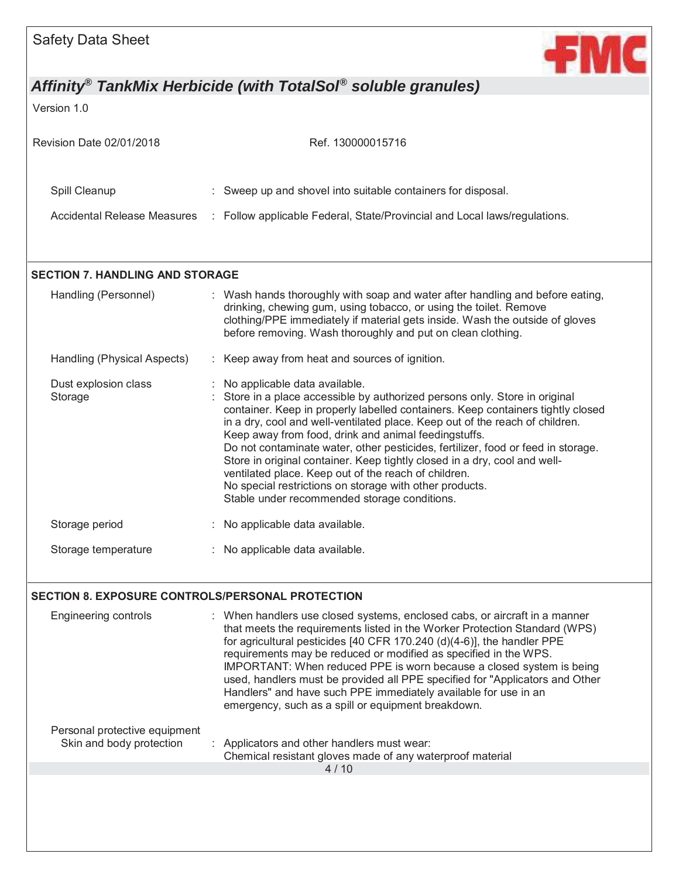Spill Cleanup : Sweep up and shovel into suitable containers for disposal.

Accidental Release Measures : Follow applicable Federal, State/Provincial and Local laws/regulations.

## SECTION 7. HANDLING AND STORAGE

Handling (Personnel) : Wash hands thoroughly with soap and water after handling and before eating, drinking, chewing gum, using tobacco, or using the toilet. Remove clothing/PPE immediately if material gets inside. Wash the outside of gloves before removing. Wash thoroughly and put on clean clothing.

Handling (Physical Aspects) : Keep away from heat and sources of ignition.

Dust explosion class : No applicable data available.

Storage : Store in a place accessible by authorized persons only. Store in original container. Keep in properly labelled containers. Keep containers tightly closed in a dry, cool and well-ventilated place. Keep out of the reach of children. Keep away from food, drink and animal feedingstuffs.
Do not contaminate water, other pesticides, fertilizer, food or feed in storage.
Store in original container. Keep tightly closed in a dry, cool and well-ventilated place. Keep out of the reach of children.
No special restrictions on storage with other products.
Stable under recommended storage conditions.

Storage period : No applicable data available.

Storage temperature : No applicable data available.

## SECTION 8. EXPOSURE CONTROLS/PERSONAL PROTECTION

Engineering controls : When handlers use closed systems, enclosed cabs, or aircraft in a manner that meets the requirements listed in the Worker Protection Standard (WPS) for agricultural pesticides [40 CFR 170.240 (d)(4-6)], the handler PPE requirements may be reduced or modified as specified in the WPS.
IMPORTANT: When reduced PPE is worn because a closed system is being used, handlers must be provided all PPE specified for "Applicators and Other Handlers" and have such PPE immediately available for use in an emergency, such as a spill or equipment breakdown.

Personal protective equipment

Skin and body protection : Applicators and other handlers must wear:
Chemical resistant gloves made of any waterproof material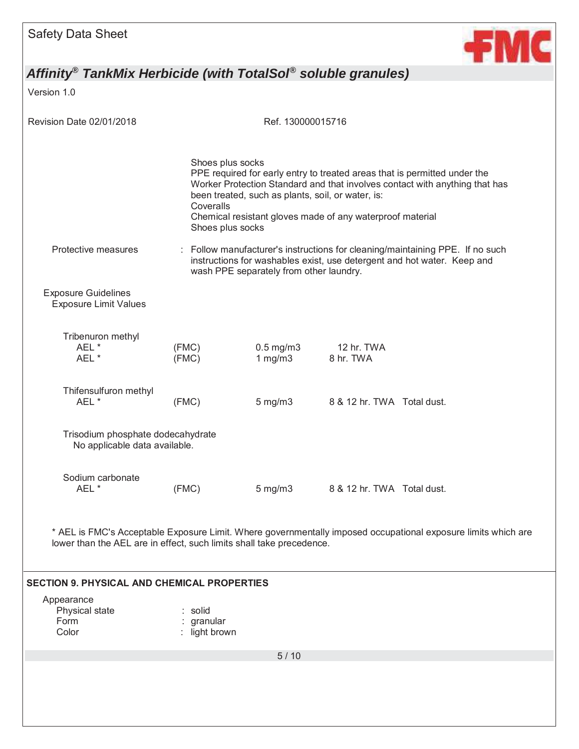Shoes plus socks
PPE required for early entry to treated areas that is permitted under the Worker Protection Standard and that involves contact with anything that has been treated, such as plants, soil, or water, is:
Coveralls
Chemical resistant gloves made of any waterproof material
Shoes plus socks

Protective measures : Follow manufacturer's instructions for cleaning/maintaining PPE. If no such instructions for washables exist, use detergent and hot water. Keep and wash PPE separately from other laundry.

Exposure Guidelines

Exposure Limit Values

| Component | Source | Value | Type | Notes |
|---|---|---|---|---|
| **Tribenuron methyl** | | | | |
| AEL * | (FMC) | 0.5 mg/m3 | 12 hr. TWA | |
| AEL * | (FMC) | 1 mg/m3 | 8 hr. TWA | |
| **Thifensulfuron methyl** | | | | |
| AEL * | (FMC) | 5 mg/m3 | 8 & 12 hr. TWA | Total dust. |
| **Trisodium phosphate dodecahydrate** | | | | |
| No applicable data available. | | | | |
| **Sodium carbonate** | | | | |
| AEL * | (FMC) | 5 mg/m3 | 8 & 12 hr. TWA | Total dust. |

* AEL is FMC's Acceptable Exposure Limit. Where governmentally imposed occupational exposure limits which are lower than the AEL are in effect, such limits shall take precedence.

## SECTION 9. PHYSICAL AND CHEMICAL PROPERTIES

Appearance

- Physical state : solid
- Form : granular
- Color : light brown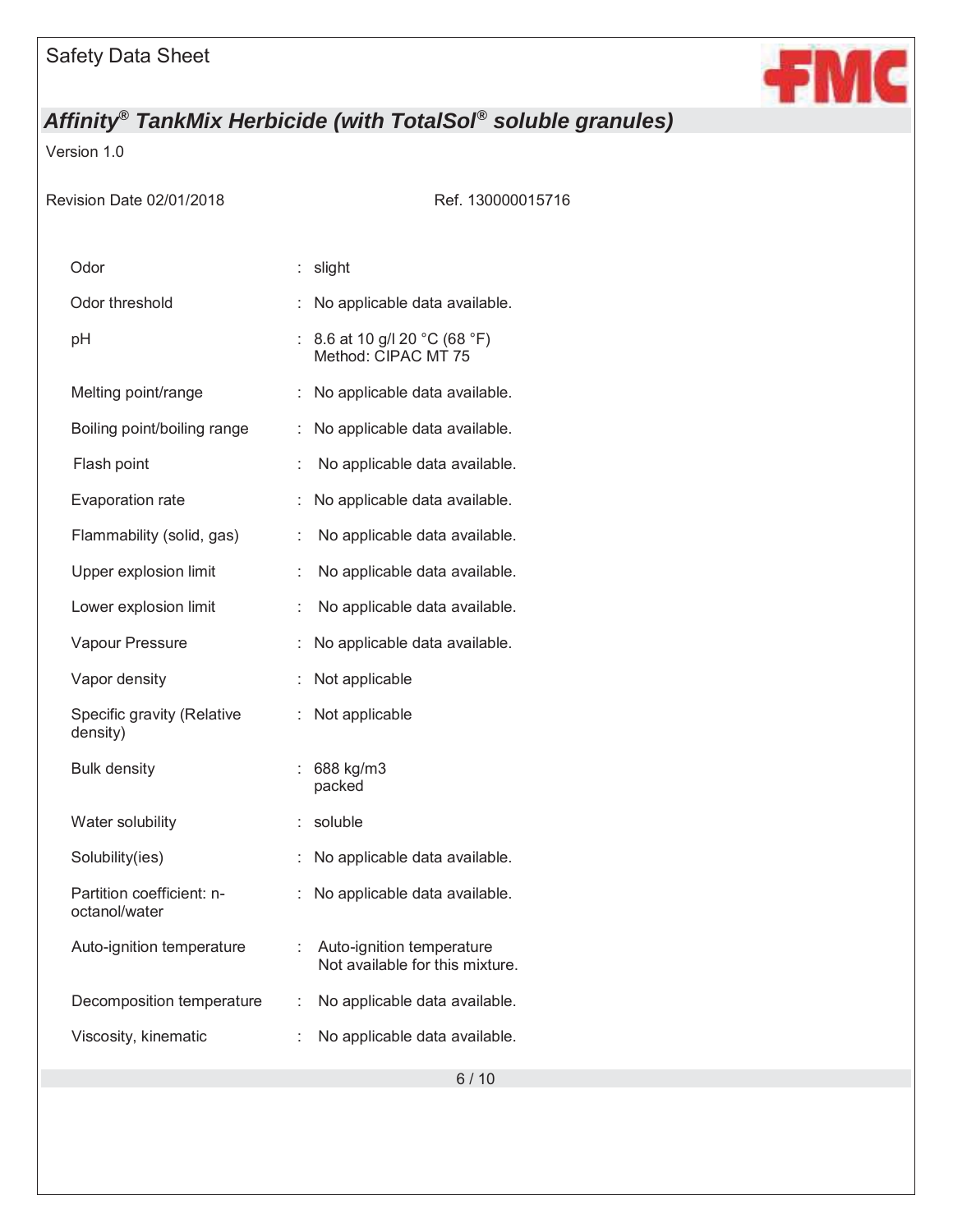| Property | Value |
|---|---|
| Odor | : slight |
| Odor threshold | : No applicable data available. |
| pH | : 8.6 at 10 g/l 20 °C (68 °F)<br>Method: CIPAC MT 75 |
| Melting point/range | : No applicable data available. |
| Boiling point/boiling range | : No applicable data available. |
| Flash point | : No applicable data available. |
| Evaporation rate | : No applicable data available. |
| Flammability (solid, gas) | : No applicable data available. |
| Upper explosion limit | : No applicable data available. |
| Lower explosion limit | : No applicable data available. |
| Vapour Pressure | : No applicable data available. |
| Vapor density | : Not applicable |
| Specific gravity (Relative density) | : Not applicable |
| Bulk density | : 688 kg/m3<br>packed |
| Water solubility | : soluble |
| Solubility(ies) | : No applicable data available. |
| Partition coefficient: n-octanol/water | : No applicable data available. |
| Auto-ignition temperature | : Auto-ignition temperature<br>Not available for this mixture. |
| Decomposition temperature | : No applicable data available. |
| Viscosity, kinematic | : No applicable data available. |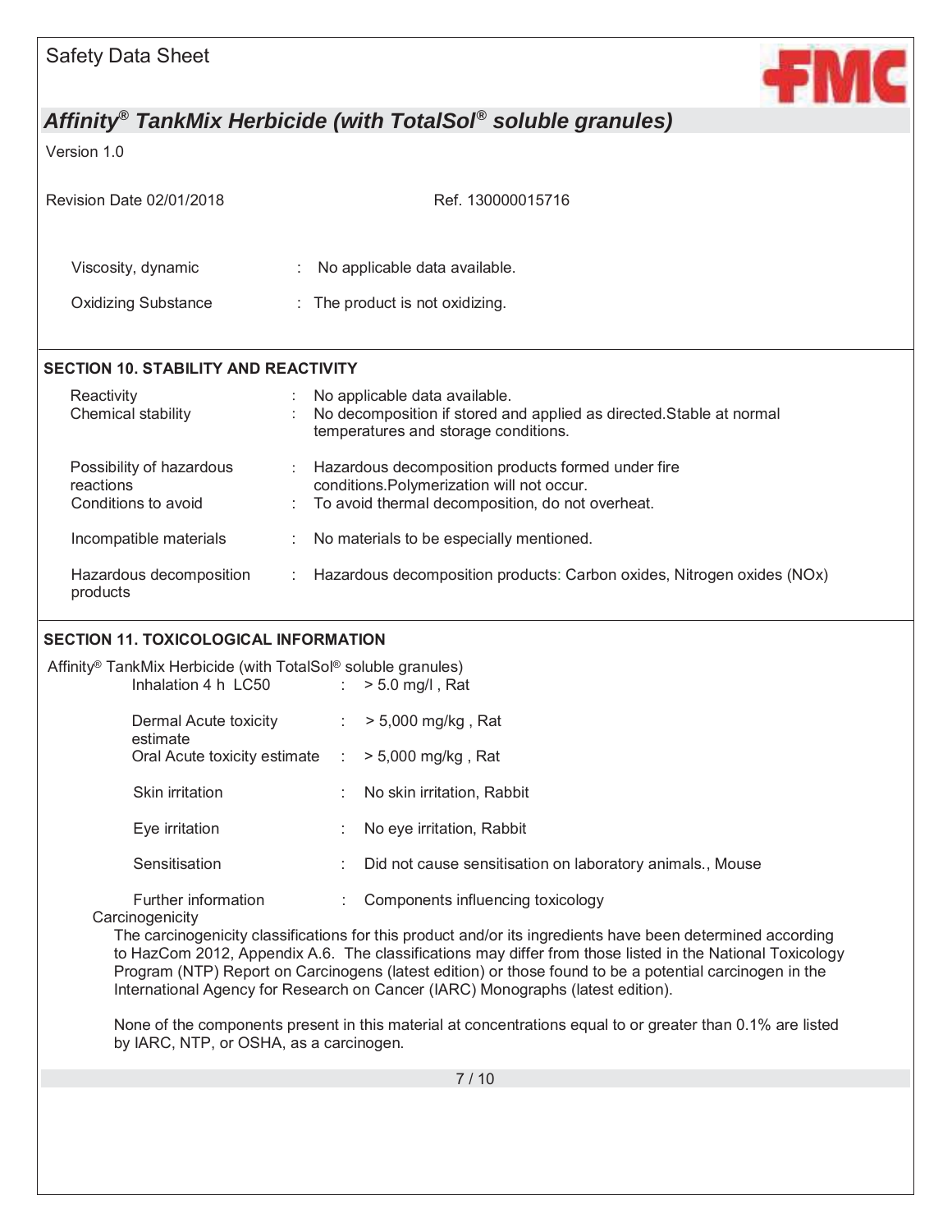| | | |
|---|---|---|
| Viscosity, dynamic | : | No applicable data available. |
| Oxidizing Substance | : | The product is not oxidizing. |

## SECTION 10. STABILITY AND REACTIVITY

| | | |
|---|---|---|
| Reactivity | : | No applicable data available. |
| Chemical stability | : | No decomposition if stored and applied as directed.Stable at normal temperatures and storage conditions. |
| Possibility of hazardous reactions | : | Hazardous decomposition products formed under fire conditions.Polymerization will not occur. |
| Conditions to avoid | : | To avoid thermal decomposition, do not overheat. |
| Incompatible materials | : | No materials to be especially mentioned. |
| Hazardous decomposition products | : | Hazardous decomposition products: Carbon oxides, Nitrogen oxides (NOx) |

## SECTION 11. TOXICOLOGICAL INFORMATION

Affinity® TankMix Herbicide (with TotalSol® soluble granules)

| | | |
|---|---|---|
| Inhalation 4 h LC50 | : | > 5.0 mg/l , Rat |
| Dermal Acute toxicity estimate | : | > 5,000 mg/kg , Rat |
| Oral Acute toxicity estimate | : | > 5,000 mg/kg , Rat |
| Skin irritation | : | No skin irritation, Rabbit |
| Eye irritation | : | No eye irritation, Rabbit |
| Sensitisation | : | Did not cause sensitisation on laboratory animals., Mouse |
| Further information | : | Components influencing toxicology |

**Carcinogenicity**

The carcinogenicity classifications for this product and/or its ingredients have been determined according to HazCom 2012, Appendix A.6. The classifications may differ from those listed in the National Toxicology Program (NTP) Report on Carcinogens (latest edition) or those found to be a potential carcinogen in the International Agency for Research on Cancer (IARC) Monographs (latest edition).

None of the components present in this material at concentrations equal to or greater than 0.1% are listed by IARC, NTP, or OSHA, as a carcinogen.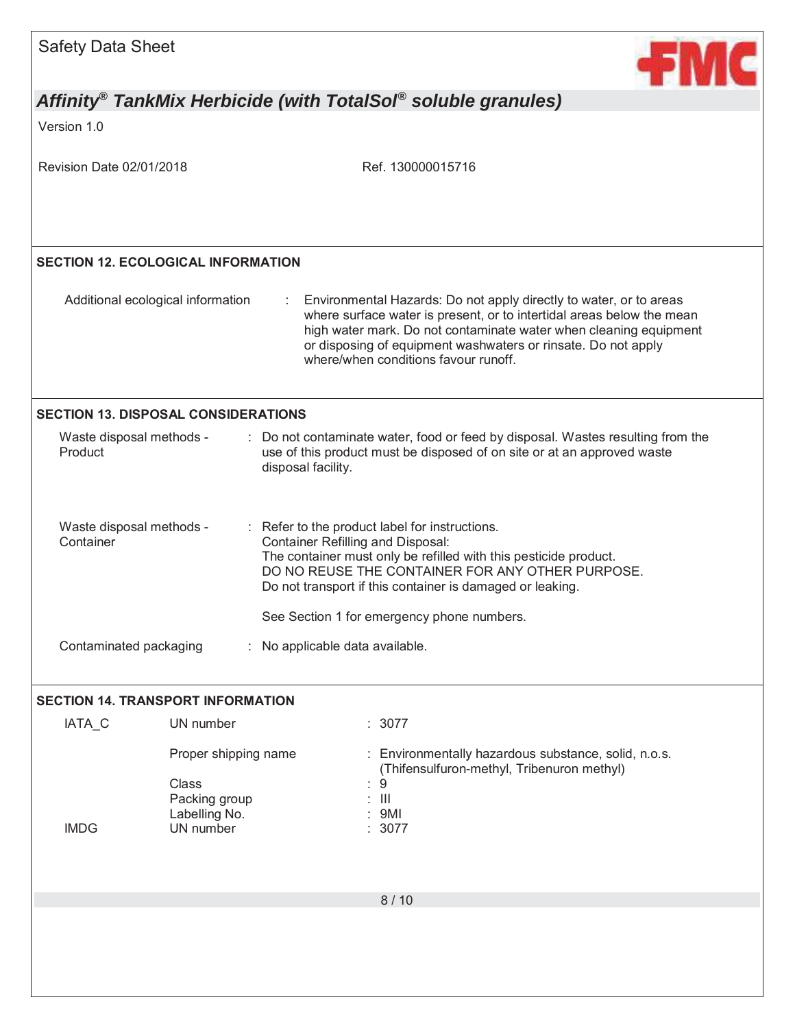## SECTION 12. ECOLOGICAL INFORMATION

Additional ecological information : Environmental Hazards: Do not apply directly to water, or to areas where surface water is present, or to intertidal areas below the mean high water mark. Do not contaminate water when cleaning equipment or disposing of equipment washwaters or rinsate. Do not apply where/when conditions favour runoff.

## SECTION 13. DISPOSAL CONSIDERATIONS

Waste disposal methods - Product : Do not contaminate water, food or feed by disposal. Wastes resulting from the use of this product must be disposed of on site or at an approved waste disposal facility.

Waste disposal methods - Container : Refer to the product label for instructions.
Container Refilling and Disposal:
The container must only be refilled with this pesticide product.
DO NO REUSE THE CONTAINER FOR ANY OTHER PURPOSE.
Do not transport if this container is damaged or leaking.

See Section 1 for emergency phone numbers.

Contaminated packaging : No applicable data available.

## SECTION 14. TRANSPORT INFORMATION

| | | |
|---|---|---|
| IATA_C | UN number | : 3077 |
| | Proper shipping name | : Environmentally hazardous substance, solid, n.o.s. (Thifensulfuron-methyl, Tribenuron methyl) |
| | Class | : 9 |
| | Packing group | : III |
| | Labelling No. | : 9MI |
| IMDG | UN number | : 3077 |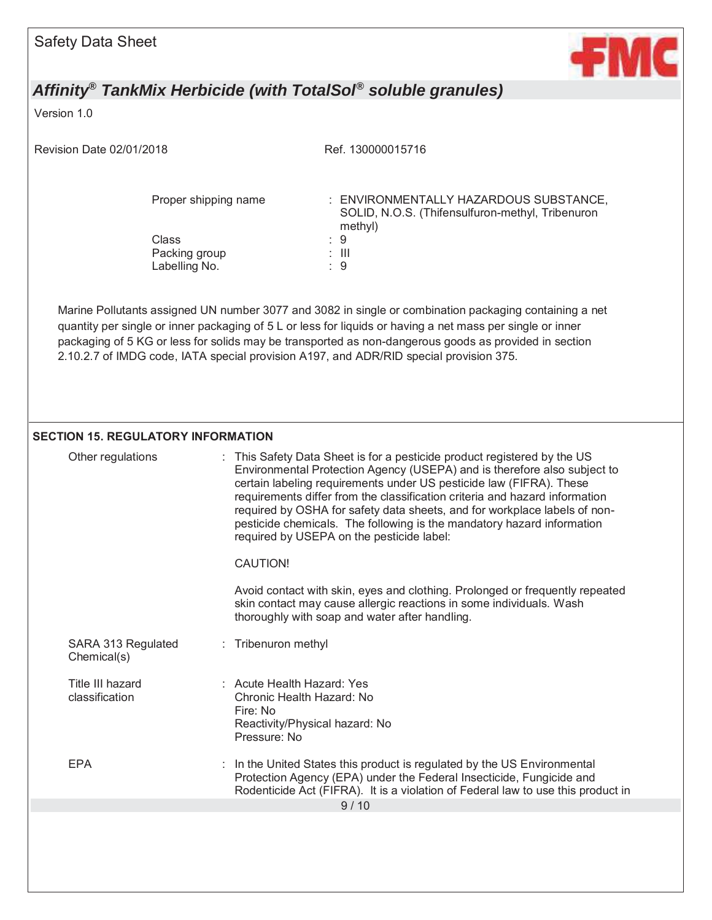| | |
|---|---|
| Proper shipping name | : ENVIRONMENTALLY HAZARDOUS SUBSTANCE, SOLID, N.O.S. (Thifensulfuron-methyl, Tribenuron methyl) |
| Class | : 9 |
| Packing group | : III |
| Labelling No. | : 9 |

Marine Pollutants assigned UN number 3077 and 3082 in single or combination packaging containing a net quantity per single or inner packaging of 5 L or less for liquids or having a net mass per single or inner packaging of 5 KG or less for solids may be transported as non-dangerous goods as provided in section 2.10.2.7 of IMDG code, IATA special provision A197, and ADR/RID special provision 375.

## SECTION 15. REGULATORY INFORMATION

Other regulations : This Safety Data Sheet is for a pesticide product registered by the US Environmental Protection Agency (USEPA) and is therefore also subject to certain labeling requirements under US pesticide law (FIFRA). These requirements differ from the classification criteria and hazard information required by OSHA for safety data sheets, and for workplace labels of non-pesticide chemicals. The following is the mandatory hazard information required by USEPA on the pesticide label:

CAUTION!

Avoid contact with skin, eyes and clothing. Prolonged or frequently repeated skin contact may cause allergic reactions in some individuals. Wash thoroughly with soap and water after handling.

SARA 313 Regulated Chemical(s) : Tribenuron methyl

Title III hazard classification : Acute Health Hazard: Yes
Chronic Health Hazard: No
Fire: No
Reactivity/Physical hazard: No
Pressure: No

EPA : In the United States this product is regulated by the US Environmental Protection Agency (EPA) under the Federal Insecticide, Fungicide and Rodenticide Act (FIFRA). It is a violation of Federal law to use this product in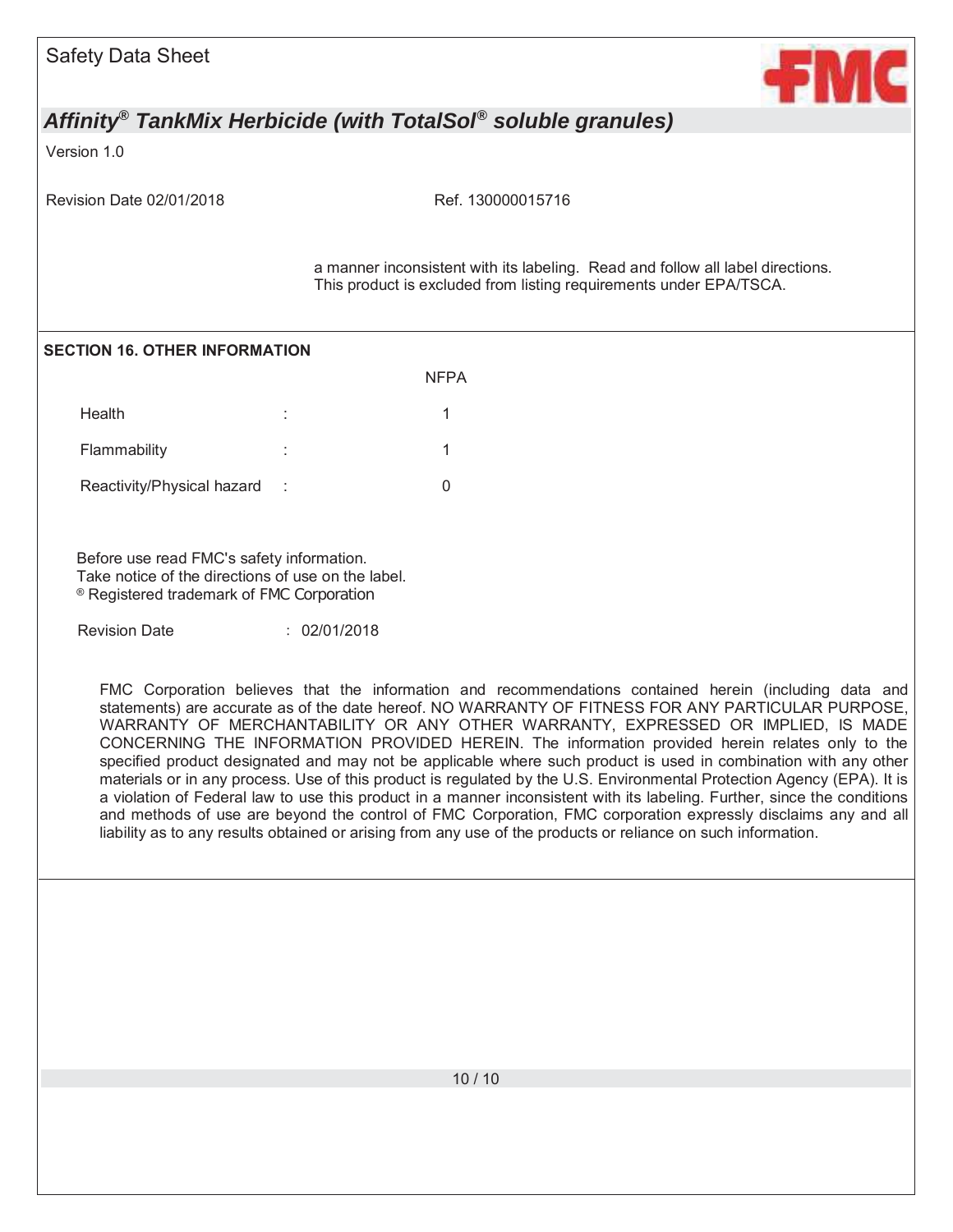a manner inconsistent with its labeling. Read and follow all label directions. This product is excluded from listing requirements under EPA/TSCA.

## SECTION 16. OTHER INFORMATION

| | | NFPA |
|---|---|---|
| Health | : | 1 |
| Flammability | : | 1 |
| Reactivity/Physical hazard | : | 0 |

Before use read FMC's safety information.
Take notice of the directions of use on the label.
® Registered trademark of FMC Corporation

Revision Date : 02/01/2018

FMC Corporation believes that the information and recommendations contained herein (including data and statements) are accurate as of the date hereof. NO WARRANTY OF FITNESS FOR ANY PARTICULAR PURPOSE, WARRANTY OF MERCHANTABILITY OR ANY OTHER WARRANTY, EXPRESSED OR IMPLIED, IS MADE CONCERNING THE INFORMATION PROVIDED HEREIN. The information provided herein relates only to the specified product designated and may not be applicable where such product is used in combination with any other materials or in any process. Use of this product is regulated by the U.S. Environmental Protection Agency (EPA). It is a violation of Federal law to use this product in a manner inconsistent with its labeling. Further, since the conditions and methods of use are beyond the control of FMC Corporation, FMC corporation expressly disclaims any and all liability as to any results obtained or arising from any use of the products or reliance on such information.